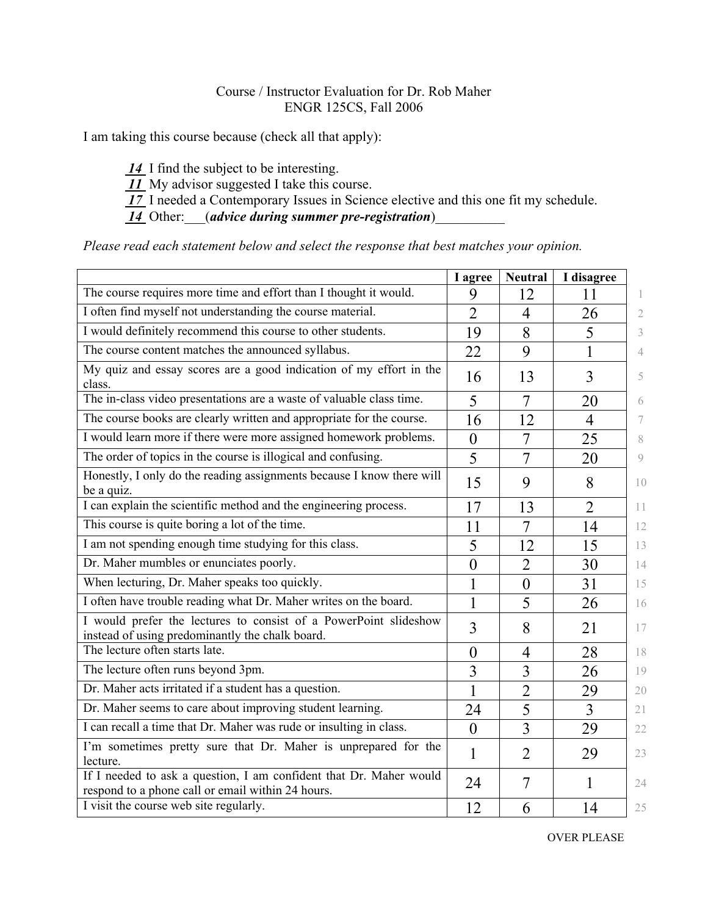Course / Instructor Evaluation for Dr. Rob Maher
ENGR 125CS, Fall 2006

I am taking this course because (check all that apply):

- **14** I find the subject to be interesting.
- **11** My advisor suggested I take this course.
- **17** I needed a Contemporary Issues in Science elective and this one fit my schedule.
- **14** Other:___(***advice during summer pre-registration***)__________

*Please read each statement below and select the response that best matches your opinion.*

| | I agree | Neutral | I disagree | |
|---|---|---|---|---|
| The course requires more time and effort than I thought it would. | 9 | 12 | 11 | 1 |
| I often find myself not understanding the course material. | 2 | 4 | 26 | 2 |
| I would definitely recommend this course to other students. | 19 | 8 | 5 | 3 |
| The course content matches the announced syllabus. | 22 | 9 | 1 | 4 |
| My quiz and essay scores are a good indication of my effort in the class. | 16 | 13 | 3 | 5 |
| The in-class video presentations are a waste of valuable class time. | 5 | 7 | 20 | 6 |
| The course books are clearly written and appropriate for the course. | 16 | 12 | 4 | 7 |
| I would learn more if there were more assigned homework problems. | 0 | 7 | 25 | 8 |
| The order of topics in the course is illogical and confusing. | 5 | 7 | 20 | 9 |
| Honestly, I only do the reading assignments because I know there will be a quiz. | 15 | 9 | 8 | 10 |
| I can explain the scientific method and the engineering process. | 17 | 13 | 2 | 11 |
| This course is quite boring a lot of the time. | 11 | 7 | 14 | 12 |
| I am not spending enough time studying for this class. | 5 | 12 | 15 | 13 |
| Dr. Maher mumbles or enunciates poorly. | 0 | 2 | 30 | 14 |
| When lecturing, Dr. Maher speaks too quickly. | 1 | 0 | 31 | 15 |
| I often have trouble reading what Dr. Maher writes on the board. | 1 | 5 | 26 | 16 |
| I would prefer the lectures to consist of a PowerPoint slideshow instead of using predominantly the chalk board. | 3 | 8 | 21 | 17 |
| The lecture often starts late. | 0 | 4 | 28 | 18 |
| The lecture often runs beyond 3pm. | 3 | 3 | 26 | 19 |
| Dr. Maher acts irritated if a student has a question. | 1 | 2 | 29 | 20 |
| Dr. Maher seems to care about improving student learning. | 24 | 5 | 3 | 21 |
| I can recall a time that Dr. Maher was rude or insulting in class. | 0 | 3 | 29 | 22 |
| I'm sometimes pretty sure that Dr. Maher is unprepared for the lecture. | 1 | 2 | 29 | 23 |
| If I needed to ask a question, I am confident that Dr. Maher would respond to a phone call or email within 24 hours. | 24 | 7 | 1 | 24 |
| I visit the course web site regularly. | 12 | 6 | 14 | 25 |

OVER PLEASE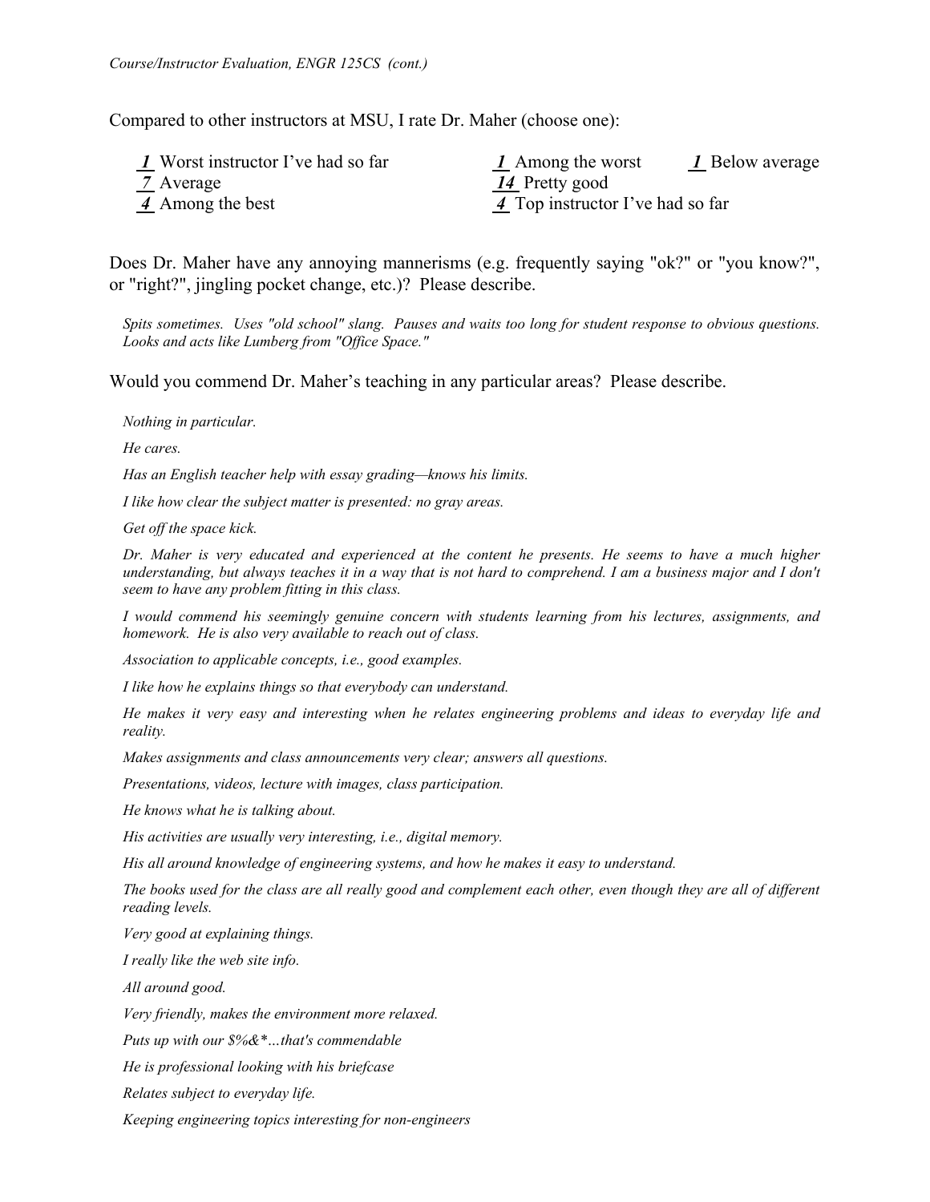*Course/Instructor Evaluation, ENGR 125CS (cont.)*

Compared to other instructors at MSU, I rate Dr. Maher (choose one):

***1*** Worst instructor I've had so far
***1*** Among the worst
***1*** Below average
***7*** Average
***14*** Pretty good
***4*** Among the best
***4*** Top instructor I've had so far

Does Dr. Maher have any annoying mannerisms (e.g. frequently saying "ok?" or "you know?", or "right?", jingling pocket change, etc.)? Please describe.

*Spits sometimes. Uses "old school" slang. Pauses and waits too long for student response to obvious questions. Looks and acts like Lumberg from "Office Space."*

Would you commend Dr. Maher's teaching in any particular areas? Please describe.

*Nothing in particular.*

*He cares.*

*Has an English teacher help with essay grading—knows his limits.*

*I like how clear the subject matter is presented: no gray areas.*

*Get off the space kick.*

*Dr. Maher is very educated and experienced at the content he presents. He seems to have a much higher understanding, but always teaches it in a way that is not hard to comprehend. I am a business major and I don't seem to have any problem fitting in this class.*

*I would commend his seemingly genuine concern with students learning from his lectures, assignments, and homework. He is also very available to reach out of class.*

*Association to applicable concepts, i.e., good examples.*

*I like how he explains things so that everybody can understand.*

*He makes it very easy and interesting when he relates engineering problems and ideas to everyday life and reality.*

*Makes assignments and class announcements very clear; answers all questions.*

*Presentations, videos, lecture with images, class participation.*

*He knows what he is talking about.*

*His activities are usually very interesting, i.e., digital memory.*

*His all around knowledge of engineering systems, and how he makes it easy to understand.*

*The books used for the class are all really good and complement each other, even though they are all of different reading levels.*

*Very good at explaining things.*

*I really like the web site info.*

*All around good.*

*Very friendly, makes the environment more relaxed.*

*Puts up with our $%&*…that's commendable*

*He is professional looking with his briefcase*

*Relates subject to everyday life.*

*Keeping engineering topics interesting for non-engineers*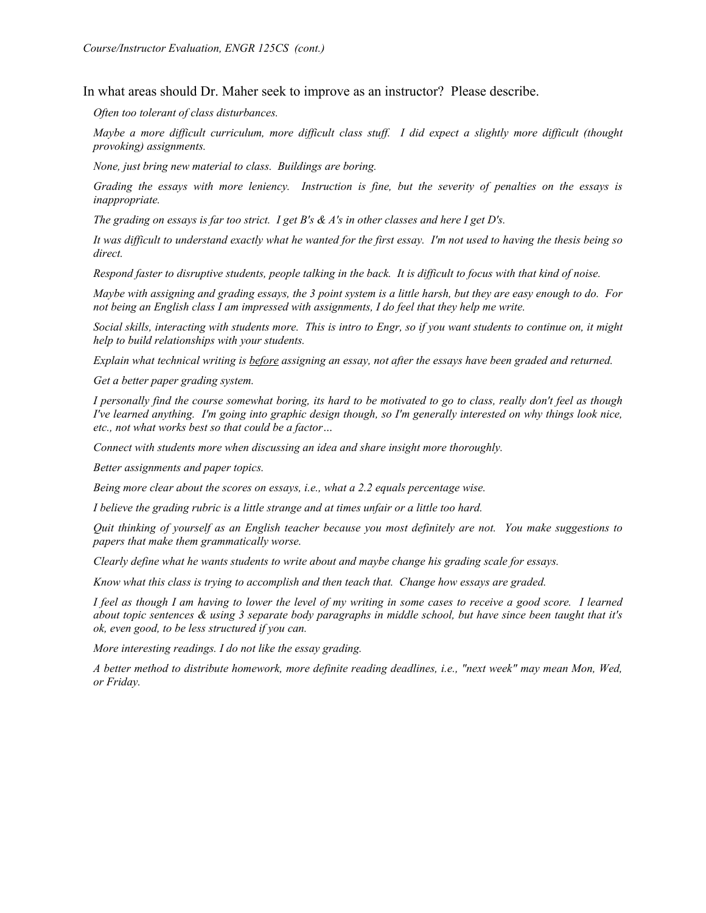In what areas should Dr. Maher seek to improve as an instructor? Please describe.

*Often too tolerant of class disturbances.*

*Maybe a more difficult curriculum, more difficult class stuff. I did expect a slightly more difficult (thought provoking) assignments.*

*None, just bring new material to class. Buildings are boring.*

*Grading the essays with more leniency. Instruction is fine, but the severity of penalties on the essays is inappropriate.*

*The grading on essays is far too strict. I get B's & A's in other classes and here I get D's.*

*It was difficult to understand exactly what he wanted for the first essay. I'm not used to having the thesis being so direct.*

*Respond faster to disruptive students, people talking in the back. It is difficult to focus with that kind of noise.*

*Maybe with assigning and grading essays, the 3 point system is a little harsh, but they are easy enough to do. For not being an English class I am impressed with assignments, I do feel that they help me write.*

*Social skills, interacting with students more. This is intro to Engr, so if you want students to continue on, it might help to build relationships with your students.*

*Explain what technical writing is <u>before</u> assigning an essay, not after the essays have been graded and returned.*

*Get a better paper grading system.*

*I personally find the course somewhat boring, its hard to be motivated to go to class, really don't feel as though I've learned anything. I'm going into graphic design though, so I'm generally interested on why things look nice, etc., not what works best so that could be a factor…*

*Connect with students more when discussing an idea and share insight more thoroughly.*

*Better assignments and paper topics.*

*Being more clear about the scores on essays, i.e., what a 2.2 equals percentage wise.*

*I believe the grading rubric is a little strange and at times unfair or a little too hard.*

*Quit thinking of yourself as an English teacher because you most definitely are not. You make suggestions to papers that make them grammatically worse.*

*Clearly define what he wants students to write about and maybe change his grading scale for essays.*

*Know what this class is trying to accomplish and then teach that. Change how essays are graded.*

*I feel as though I am having to lower the level of my writing in some cases to receive a good score. I learned about topic sentences & using 3 separate body paragraphs in middle school, but have since been taught that it's ok, even good, to be less structured if you can.*

*More interesting readings. I do not like the essay grading.*

*A better method to distribute homework, more definite reading deadlines, i.e., "next week" may mean Mon, Wed, or Friday.*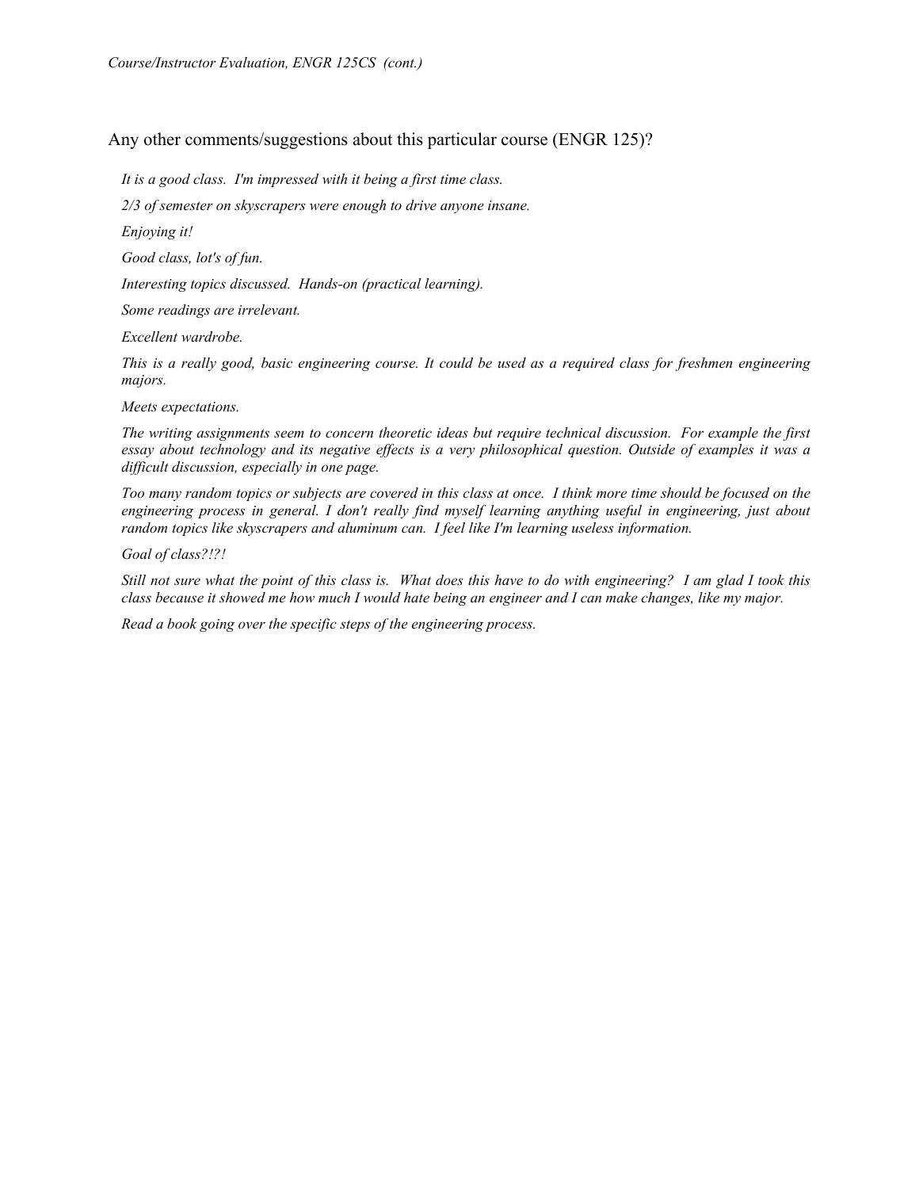Any other comments/suggestions about this particular course (ENGR 125)?

*It is a good class. I'm impressed with it being a first time class.*

*2/3 of semester on skyscrapers were enough to drive anyone insane.*

*Enjoying it!*

*Good class, lot's of fun.*

*Interesting topics discussed. Hands-on (practical learning).*

*Some readings are irrelevant.*

*Excellent wardrobe.*

*This is a really good, basic engineering course. It could be used as a required class for freshmen engineering majors.*

*Meets expectations.*

*The writing assignments seem to concern theoretic ideas but require technical discussion. For example the first essay about technology and its negative effects is a very philosophical question. Outside of examples it was a difficult discussion, especially in one page.*

*Too many random topics or subjects are covered in this class at once. I think more time should be focused on the engineering process in general. I don't really find myself learning anything useful in engineering, just about random topics like skyscrapers and aluminum can. I feel like I'm learning useless information.*

*Goal of class?!?!*

*Still not sure what the point of this class is. What does this have to do with engineering? I am glad I took this class because it showed me how much I would hate being an engineer and I can make changes, like my major.*

*Read a book going over the specific steps of the engineering process.*